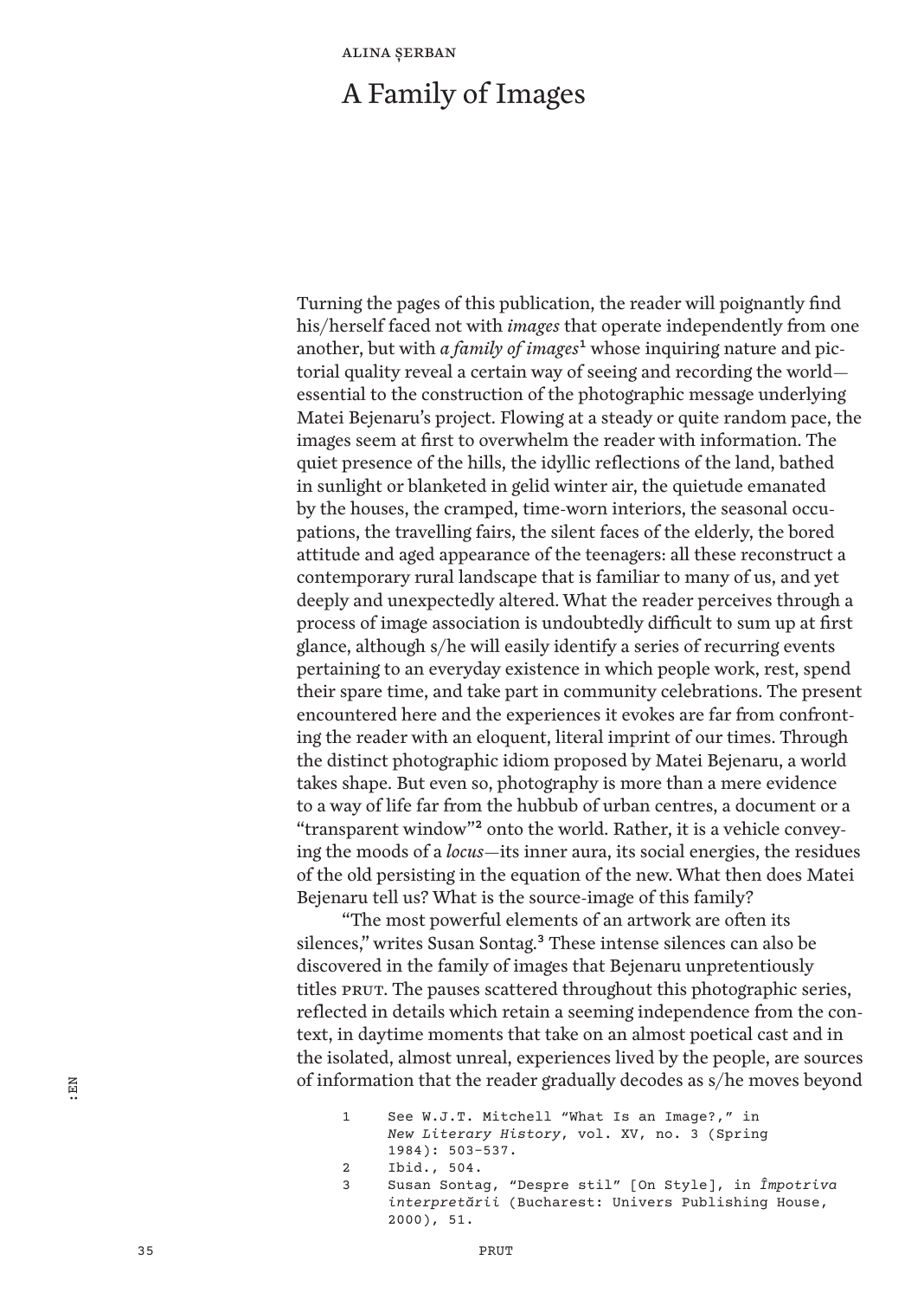ALINA ȘERBAN

# A Family of Images

Turning the pages of this publication, the reader will poignantly find his/herself faced not with *images* that operate independently from one another, but with *a family of images*[1] whose inquiring nature and pictorial quality reveal a certain way of seeing and recording the world—essential to the construction of the photographic message underlying Matei Bejenaru's project. Flowing at a steady or quite random pace, the images seem at first to overwhelm the reader with information. The quiet presence of the hills, the idyllic reflections of the land, bathed in sunlight or blanketed in gelid winter air, the quietude emanated by the houses, the cramped, time-worn interiors, the seasonal occupations, the travelling fairs, the silent faces of the elderly, the bored attitude and aged appearance of the teenagers: all these reconstruct a contemporary rural landscape that is familiar to many of us, and yet deeply and unexpectedly altered. What the reader perceives through a process of image association is undoubtedly difficult to sum up at first glance, although s/he will easily identify a series of recurring events pertaining to an everyday existence in which people work, rest, spend their spare time, and take part in community celebrations. The present encountered here and the experiences it evokes are far from confronting the reader with an eloquent, literal imprint of our times. Through the distinct photographic idiom proposed by Matei Bejenaru, a world takes shape. But even so, photography is more than a mere evidence to a way of life far from the hubbub of urban centres, a document or a "transparent window"[2] onto the world. Rather, it is a vehicle conveying the moods of a *locus*—its inner aura, its social energies, the residues of the old persisting in the equation of the new. What then does Matei Bejenaru tell us? What is the source-image of this family?

"The most powerful elements of an artwork are often its silences," writes Susan Sontag.[3] These intense silences can also be discovered in the family of images that Bejenaru unpretentiously titles PRUT. The pauses scattered throughout this photographic series, reflected in details which retain a seeming independence from the context, in daytime moments that take on an almost poetical cast and in the isolated, almost unreal, experiences lived by the people, are sources of information that the reader gradually decodes as s/he moves beyond

1 See W.J.T. Mitchell "What Is an Image?," in *New Literary History*, vol. XV, no. 3 (Spring 1984): 503–537.

2 Ibid., 504.

3 Susan Sontag, "Despre stil" [On Style], in *Împotriva interpretării* (Bucharest: Univers Publishing House, 2000), 51.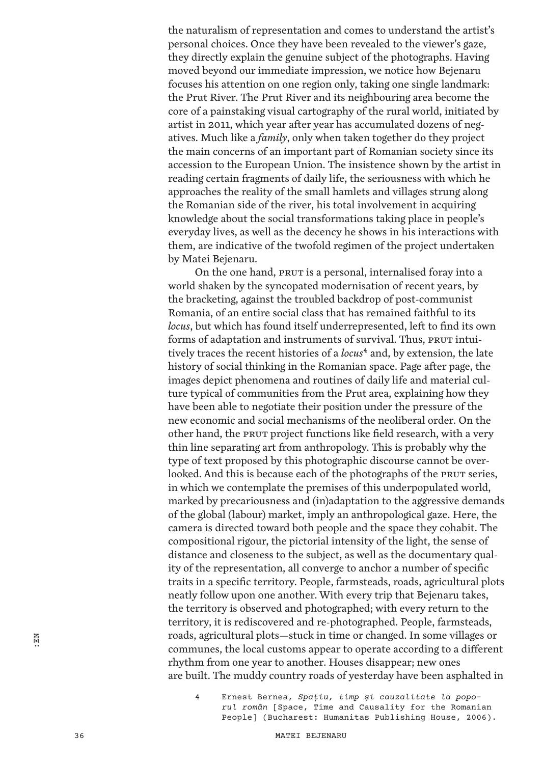the naturalism of representation and comes to understand the artist's personal choices. Once they have been revealed to the viewer's gaze, they directly explain the genuine subject of the photographs. Having moved beyond our immediate impression, we notice how Bejenaru focuses his attention on one region only, taking one single landmark: the Prut River. The Prut River and its neighbouring area become the core of a painstaking visual cartography of the rural world, initiated by artist in 2011, which year after year has accumulated dozens of negatives. Much like a *family*, only when taken together do they project the main concerns of an important part of Romanian society since its accession to the European Union. The insistence shown by the artist in reading certain fragments of daily life, the seriousness with which he approaches the reality of the small hamlets and villages strung along the Romanian side of the river, his total involvement in acquiring knowledge about the social transformations taking place in people's everyday lives, as well as the decency he shows in his interactions with them, are indicative of the twofold regimen of the project undertaken by Matei Bejenaru.

On the one hand, PRUT is a personal, internalised foray into a world shaken by the syncopated modernisation of recent years, by the bracketing, against the troubled backdrop of post-communist Romania, of an entire social class that has remained faithful to its *locus*, but which has found itself underrepresented, left to find its own forms of adaptation and instruments of survival. Thus, PRUT intuitively traces the recent histories of a *locus*[4] and, by extension, the late history of social thinking in the Romanian space. Page after page, the images depict phenomena and routines of daily life and material culture typical of communities from the Prut area, explaining how they have been able to negotiate their position under the pressure of the new economic and social mechanisms of the neoliberal order. On the other hand, the PRUT project functions like field research, with a very thin line separating art from anthropology. This is probably why the type of text proposed by this photographic discourse cannot be overlooked. And this is because each of the photographs of the PRUT series, in which we contemplate the premises of this underpopulated world, marked by precariousness and (in)adaptation to the aggressive demands of the global (labour) market, imply an anthropological gaze. Here, the camera is directed toward both people and the space they cohabit. The compositional rigour, the pictorial intensity of the light, the sense of distance and closeness to the subject, as well as the documentary quality of the representation, all converge to anchor a number of specific traits in a specific territory. People, farmsteads, roads, agricultural plots neatly follow upon one another. With every trip that Bejenaru takes, the territory is observed and photographed; with every return to the territory, it is rediscovered and re-photographed. People, farmsteads, roads, agricultural plots—stuck in time or changed. In some villages or communes, the local customs appear to operate according to a different rhythm from one year to another. Houses disappear; new ones are built. The muddy country roads of yesterday have been asphalted in

4 Ernest Bernea, *Spațiu, timp și cauzalitate la poporul român* [Space, Time and Causality for the Romanian People] (Bucharest: Humanitas Publishing House, 2006).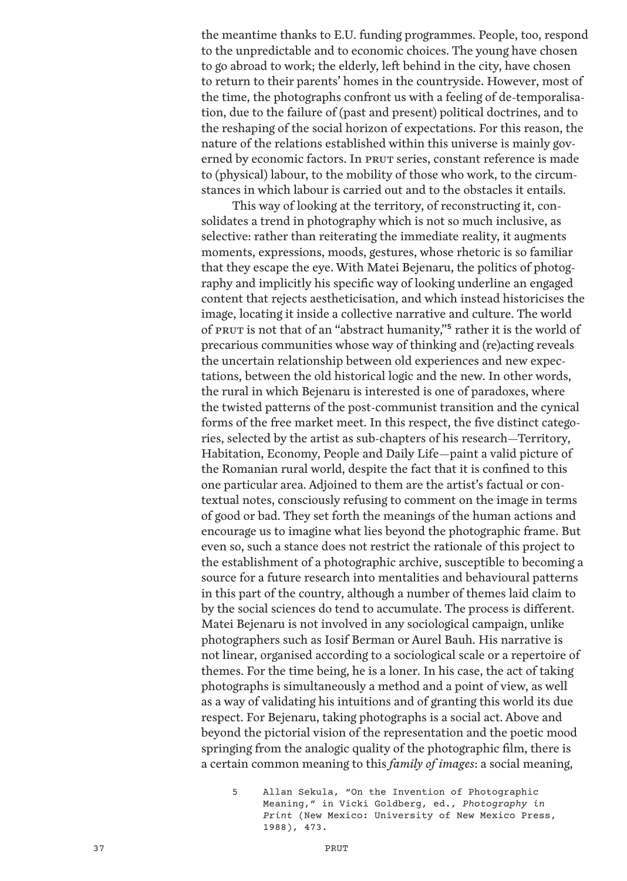the meantime thanks to E.U. funding programmes. People, too, respond to the unpredictable and to economic choices. The young have chosen to go abroad to work; the elderly, left behind in the city, have chosen to return to their parents' homes in the countryside. However, most of the time, the photographs confront us with a feeling of de-temporalisation, due to the failure of (past and present) political doctrines, and to the reshaping of the social horizon of expectations. For this reason, the nature of the relations established within this universe is mainly governed by economic factors. In PRUT series, constant reference is made to (physical) labour, to the mobility of those who work, to the circumstances in which labour is carried out and to the obstacles it entails.

This way of looking at the territory, of reconstructing it, consolidates a trend in photography which is not so much inclusive, as selective: rather than reiterating the immediate reality, it augments moments, expressions, moods, gestures, whose rhetoric is so familiar that they escape the eye. With Matei Bejenaru, the politics of photography and implicitly his specific way of looking underline an engaged content that rejects aestheticisation, and which instead historicises the image, locating it inside a collective narrative and culture. The world of PRUT is not that of an "abstract humanity,"[5] rather it is the world of precarious communities whose way of thinking and (re)acting reveals the uncertain relationship between old experiences and new expectations, between the old historical logic and the new. In other words, the rural in which Bejenaru is interested is one of paradoxes, where the twisted patterns of the post-communist transition and the cynical forms of the free market meet. In this respect, the five distinct categories, selected by the artist as sub-chapters of his research—Territory, Habitation, Economy, People and Daily Life—paint a valid picture of the Romanian rural world, despite the fact that it is confined to this one particular area. Adjoined to them are the artist's factual or contextual notes, consciously refusing to comment on the image in terms of good or bad. They set forth the meanings of the human actions and encourage us to imagine what lies beyond the photographic frame. But even so, such a stance does not restrict the rationale of this project to the establishment of a photographic archive, susceptible to becoming a source for a future research into mentalities and behavioural patterns in this part of the country, although a number of themes laid claim to by the social sciences do tend to accumulate. The process is different. Matei Bejenaru is not involved in any sociological campaign, unlike photographers such as Iosif Berman or Aurel Bauh. His narrative is not linear, organised according to a sociological scale or a repertoire of themes. For the time being, he is a loner. In his case, the act of taking photographs is simultaneously a method and a point of view, as well as a way of validating his intuitions and of granting this world its due respect. For Bejenaru, taking photographs is a social act. Above and beyond the pictorial vision of the representation and the poetic mood springing from the analogic quality of the photographic film, there is a certain common meaning to this *family of images*: a social meaning,

5 Allan Sekula, "On the Invention of Photographic Meaning," in Vicki Goldberg, ed., *Photography in Print* (New Mexico: University of New Mexico Press, 1988), 473.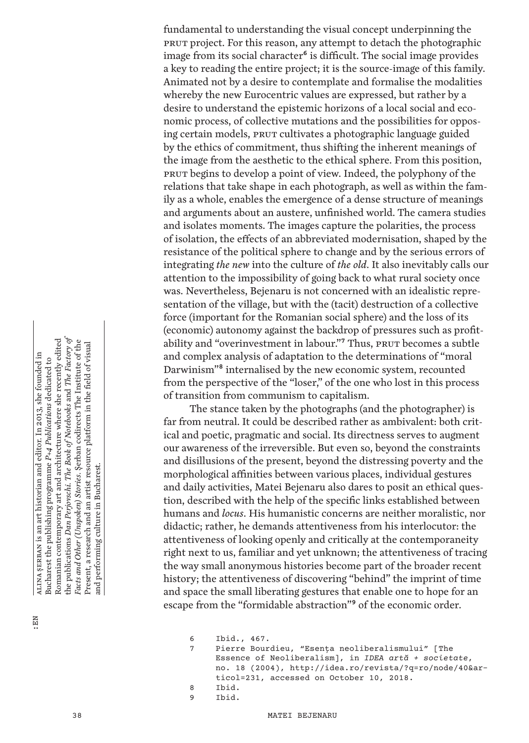fundamental to understanding the visual concept underpinning the PRUT project. For this reason, any attempt to detach the photographic image from its social character[6] is difficult. The social image provides a key to reading the entire project; it is the source-image of this family. Animated not by a desire to contemplate and formalise the modalities whereby the new Eurocentric values are expressed, but rather by a desire to understand the epistemic horizons of a local social and economic process, of collective mutations and the possibilities for opposing certain models, PRUT cultivates a photographic language guided by the ethics of commitment, thus shifting the inherent meanings of the image from the aesthetic to the ethical sphere. From this position, PRUT begins to develop a point of view. Indeed, the polyphony of the relations that take shape in each photograph, as well as within the family as a whole, enables the emergence of a dense structure of meanings and arguments about an austere, unfinished world. The camera studies and isolates moments. The images capture the polarities, the process of isolation, the effects of an abbreviated modernisation, shaped by the resistance of the political sphere to change and by the serious errors of integrating *the new* into the culture of *the old*. It also inevitably calls our attention to the impossibility of going back to what rural society once was. Nevertheless, Bejenaru is not concerned with an idealistic representation of the village, but with the (tacit) destruction of a collective force (important for the Romanian social sphere) and the loss of its (economic) autonomy against the backdrop of pressures such as profitability and "overinvestment in labour."[7] Thus, PRUT becomes a subtle and complex analysis of adaptation to the determinations of "moral Darwinism"[8] internalised by the new economic system, recounted from the perspective of the "loser," of the one who lost in this process of transition from communism to capitalism.

The stance taken by the photographs (and the photographer) is far from neutral. It could be described rather as ambivalent: both critical and poetic, pragmatic and social. Its directness serves to augment our awareness of the irreversible. But even so, beyond the constraints and disillusions of the present, beyond the distressing poverty and the morphological affinities between various places, individual gestures and daily activities, Matei Bejenaru also dares to posit an ethical question, described with the help of the specific links established between humans and *locus*. His humanistic concerns are neither moralistic, nor didactic; rather, he demands attentiveness from his interlocutor: the attentiveness of looking openly and critically at the contemporaneity right next to us, familiar and yet unknown; the attentiveness of tracing the way small anonymous histories become part of the broader recent history; the attentiveness of discovering "behind" the imprint of time and space the small liberating gestures that enable one to hope for an escape from the "formidable abstraction"[9] of the economic order.

ALINA ȘERBAN is an art historian and editor. In 2013, she founded in Bucharest the publishing programme *P+4 Publications* dedicated to Romanian contemporary art and architecture where she recently edited the publications *Dan Perjovschi. The Book of Notebooks* and *The Factory of Facts and Other (Unspoken) Stories*. Șerban codirects The Institute of the Present, a research and an artist resource platform in the field of visual and performing culture in Bucharest.

6 Ibid., 467.
7 Pierre Bourdieu, "Esența neoliberalismului" [The Essence of Neoliberalism], in *IDEA artă + societate*, no. 18 (2004), http://idea.ro/revista/?q=ro/node/40&articol=231, accessed on October 10, 2018.
8 Ibid.
9 Ibid.